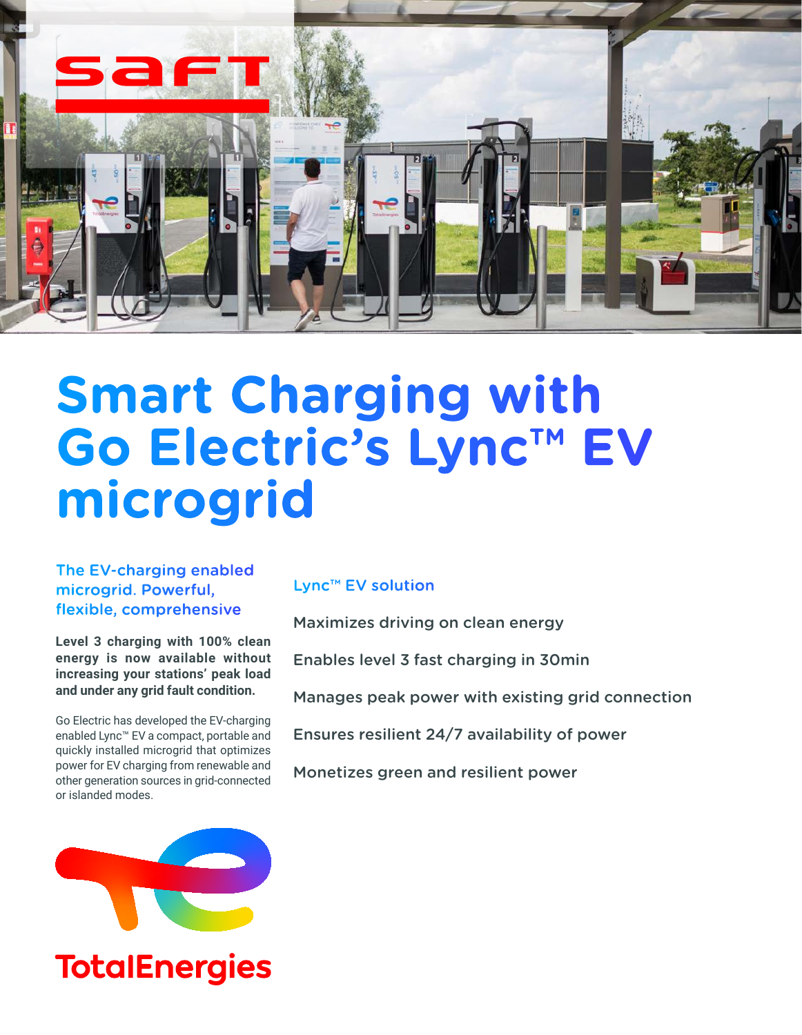# Smart Charging with Go Electric's Lync™ EV microgrid

### The EV-charging enabled microgrid. Powerful, flexible, comprehensive

**Level 3 charging with 100% clean energy is now available without increasing your stations' peak load and under any grid fault condition.**

Go Electric has developed the EV-charging enabled Lync™ EV a compact, portable and quickly installed microgrid that optimizes power for EV charging from renewable and other generation sources in grid-connected or islanded modes.

### Lync™ EV solution

Maximizes driving on clean energy

Enables level 3 fast charging in 30min

Manages peak power with existing grid connection

Ensures resilient 24/7 availability of power

Monetizes green and resilient power

TotalEnergies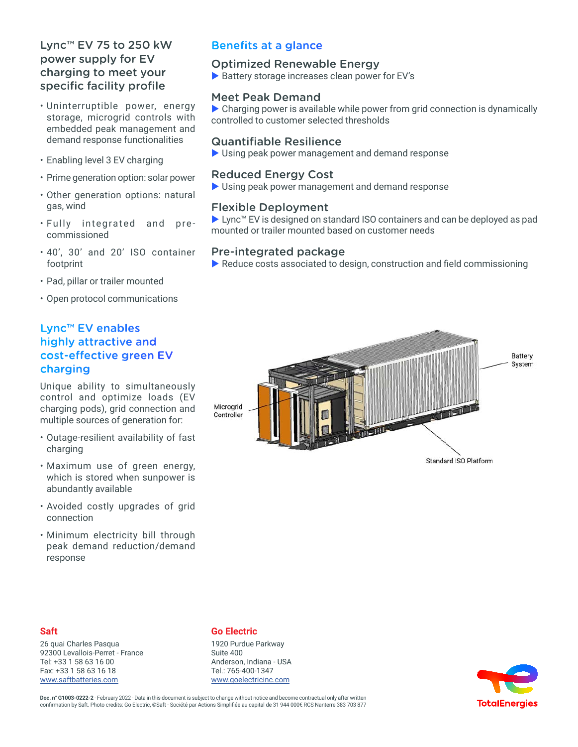## Lync™ EV 75 to 250 kW power supply for EV charging to meet your specific facility profile

- Uninterruptible power, energy storage, microgrid controls with embedded peak management and demand response functionalities
- Enabling level 3 EV charging
- Prime generation option: solar power
- Other generation options: natural gas, wind
- Fully integrated and pre-commissioned
- 40', 30' and 20' ISO container footprint
- Pad, pillar or trailer mounted
- Open protocol communications

## Lync™ EV enables highly attractive and cost-effective green EV charging

Unique ability to simultaneously control and optimize loads (EV charging pods), grid connection and multiple sources of generation for:

- Outage-resilient availability of fast charging
- Maximum use of green energy, which is stored when sunpower is abundantly available
- Avoided costly upgrades of grid connection
- Minimum electricity bill through peak demand reduction/demand response

## Benefits at a glance

### Optimized Renewable Energy

▶ Battery storage increases clean power for EV's

### Meet Peak Demand

▶ Charging power is available while power from grid connection is dynamically controlled to customer selected thresholds

### Quantifiable Resilience

▶ Using peak power management and demand response

### Reduced Energy Cost

▶ Using peak power management and demand response

### Flexible Deployment

▶ Lync™ EV is designed on standard ISO containers and can be deployed as pad mounted or trailer mounted based on customer needs

### Pre-integrated package

▶ Reduce costs associated to design, construction and field commissioning

Battery System

Microgrid Controller

Standard ISO Platform

**Saft**
26 quai Charles Pasqua
92300 Levallois-Perret - France
Tel: +33 1 58 63 16 00
Fax: +33 1 58 63 16 18
www.saftbatteries.com

**Go Electric**
1920 Purdue Parkway
Suite 400
Anderson, Indiana - USA
Tel.: 765-400-1347
www.goelectricinc.com

TotalEnergies

**Doc. n° G1003-0222-2** - February 2022 - Data in this document is subject to change without notice and become contractual only after written confirmation by Saft. Photo credits: Go Electric, ©Saft - Société par Actions Simplifiée au capital de 31 944 000€ RCS Nanterre 383 703 877